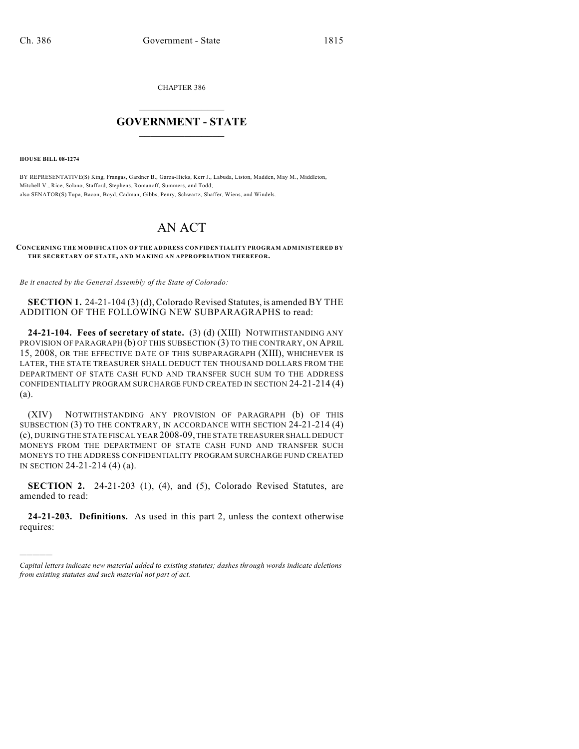CHAPTER 386

# GOVERNMENT - STATE

**HOUSE BILL 08-1274**

BY REPRESENTATIVE(S) King, Frangas, Gardner B., Garza-Hicks, Kerr J., Labuda, Liston, Madden, May M., Middleton, Mitchell V., Rice, Solano, Stafford, Stephens, Romanoff, Summers, and Todd;
also SENATOR(S) Tupa, Bacon, Boyd, Cadman, Gibbs, Penry, Schwartz, Shaffer, Wiens, and Windels.

# AN ACT

**CONCERNING THE MODIFICATION OF THE ADDRESS CONFIDENTIALITY PROGRAM ADMINISTERED BY THE SECRETARY OF STATE, AND MAKING AN APPROPRIATION THEREFOR.**

*Be it enacted by the General Assembly of the State of Colorado:*

**SECTION 1.** 24-21-104 (3) (d), Colorado Revised Statutes, is amended BY THE ADDITION OF THE FOLLOWING NEW SUBPARAGRAPHS to read:

**24-21-104. Fees of secretary of state.** (3) (d) (XIII) NOTWITHSTANDING ANY PROVISION OF PARAGRAPH (b) OF THIS SUBSECTION (3) TO THE CONTRARY, ON APRIL 15, 2008, OR THE EFFECTIVE DATE OF THIS SUBPARAGRAPH (XIII), WHICHEVER IS LATER, THE STATE TREASURER SHALL DEDUCT TEN THOUSAND DOLLARS FROM THE DEPARTMENT OF STATE CASH FUND AND TRANSFER SUCH SUM TO THE ADDRESS CONFIDENTIALITY PROGRAM SURCHARGE FUND CREATED IN SECTION 24-21-214 (4) (a).

(XIV) NOTWITHSTANDING ANY PROVISION OF PARAGRAPH (b) OF THIS SUBSECTION (3) TO THE CONTRARY, IN ACCORDANCE WITH SECTION 24-21-214 (4) (c), DURING THE STATE FISCAL YEAR 2008-09, THE STATE TREASURER SHALL DEDUCT MONEYS FROM THE DEPARTMENT OF STATE CASH FUND AND TRANSFER SUCH MONEYS TO THE ADDRESS CONFIDENTIALITY PROGRAM SURCHARGE FUND CREATED IN SECTION 24-21-214 (4) (a).

**SECTION 2.** 24-21-203 (1), (4), and (5), Colorado Revised Statutes, are amended to read:

**24-21-203. Definitions.** As used in this part 2, unless the context otherwise requires:

*Capital letters indicate new material added to existing statutes; dashes through words indicate deletions from existing statutes and such material not part of act.*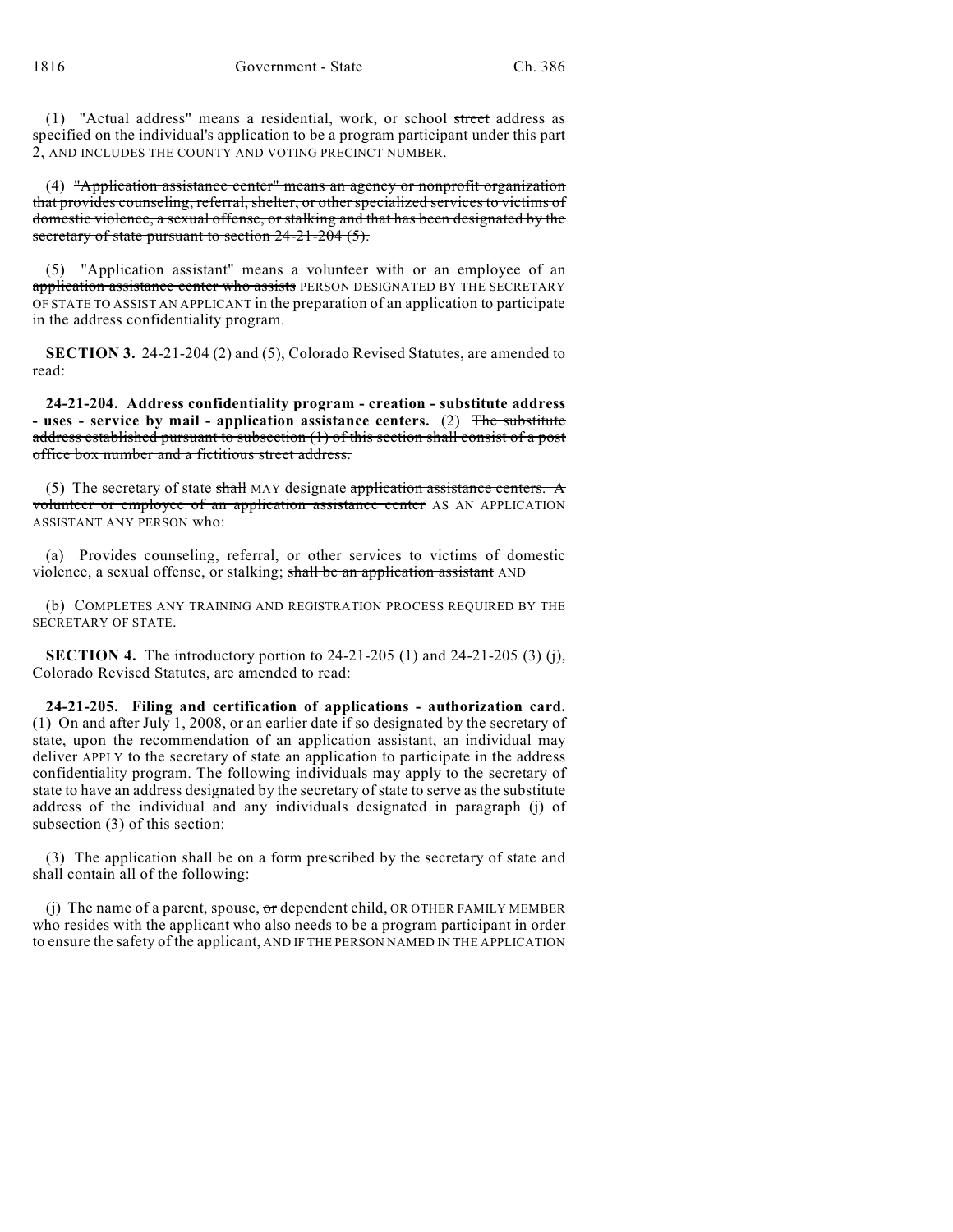(1) "Actual address" means a residential, work, or school ~~street~~ address as specified on the individual's application to be a program participant under this part 2, AND INCLUDES THE COUNTY AND VOTING PRECINCT NUMBER.

(4) ~~"Application assistance center" means an agency or nonprofit organization that provides counseling, referral, shelter, or other specialized services to victims of domestic violence, a sexual offense, or stalking and that has been designated by the secretary of state pursuant to section 24-21-204 (5).~~

(5) "Application assistant" means a ~~volunteer with or an employee of an application assistance center who assists~~ PERSON DESIGNATED BY THE SECRETARY OF STATE TO ASSIST AN APPLICANT in the preparation of an application to participate in the address confidentiality program.

**SECTION 3.** 24-21-204 (2) and (5), Colorado Revised Statutes, are amended to read:

**24-21-204. Address confidentiality program - creation - substitute address - uses - service by mail - application assistance centers.** (2) ~~The substitute address established pursuant to subsection (1) of this section shall consist of a post office box number and a fictitious street address.~~

(5) The secretary of state ~~shall~~ MAY designate ~~application assistance centers. A volunteer or employee of an application assistance center~~ AS AN APPLICATION ASSISTANT ANY PERSON who:

(a) Provides counseling, referral, or other services to victims of domestic violence, a sexual offense, or stalking; ~~shall be an application assistant~~ AND

(b) COMPLETES ANY TRAINING AND REGISTRATION PROCESS REQUIRED BY THE SECRETARY OF STATE.

**SECTION 4.** The introductory portion to 24-21-205 (1) and 24-21-205 (3) (j), Colorado Revised Statutes, are amended to read:

**24-21-205. Filing and certification of applications - authorization card.** (1) On and after July 1, 2008, or an earlier date if so designated by the secretary of state, upon the recommendation of an application assistant, an individual may ~~deliver~~ APPLY to the secretary of state ~~an application~~ to participate in the address confidentiality program. The following individuals may apply to the secretary of state to have an address designated by the secretary of state to serve as the substitute address of the individual and any individuals designated in paragraph (j) of subsection (3) of this section:

(3) The application shall be on a form prescribed by the secretary of state and shall contain all of the following:

(j) The name of a parent, spouse, ~~or~~ dependent child, OR OTHER FAMILY MEMBER who resides with the applicant who also needs to be a program participant in order to ensure the safety of the applicant, AND IF THE PERSON NAMED IN THE APPLICATION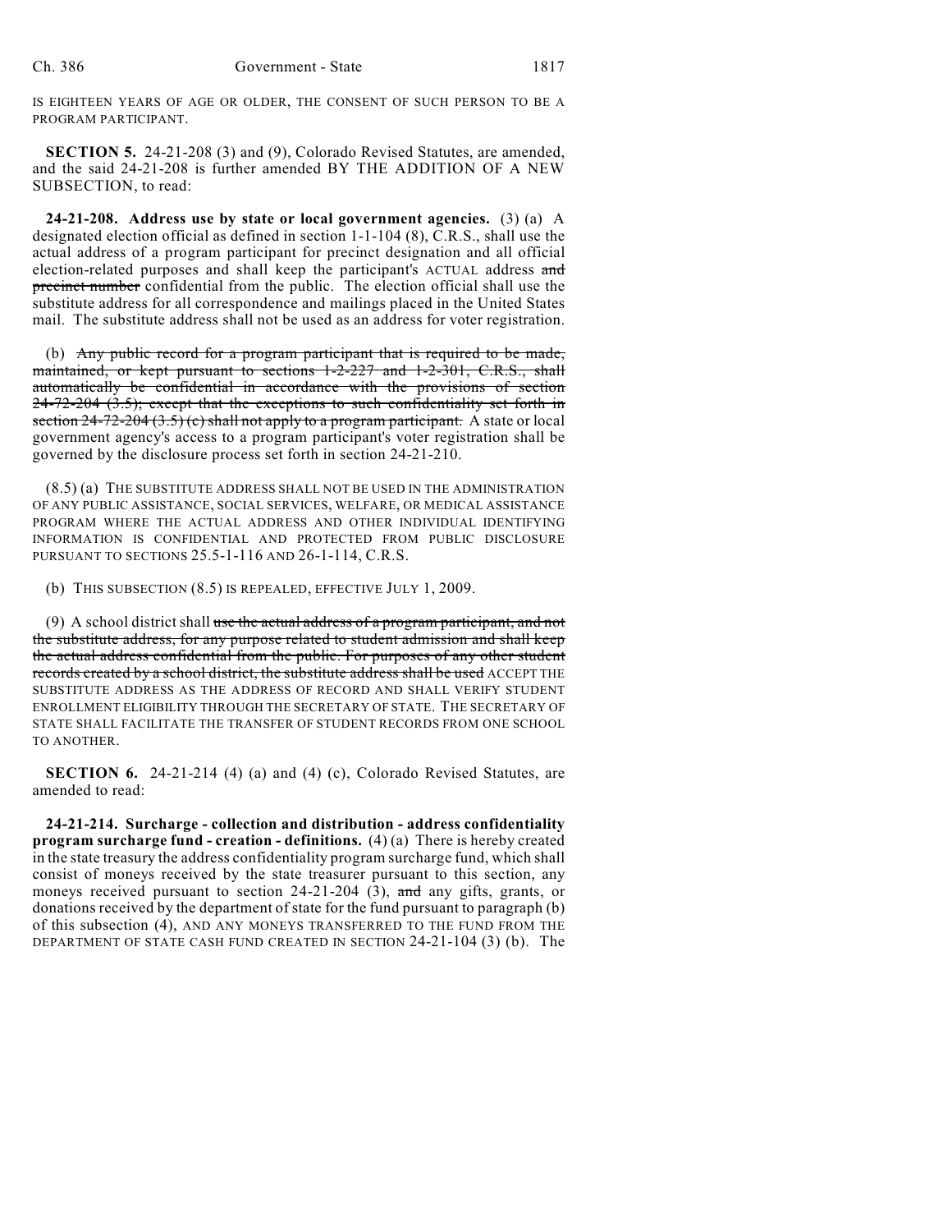IS EIGHTEEN YEARS OF AGE OR OLDER, THE CONSENT OF SUCH PERSON TO BE A PROGRAM PARTICIPANT.

**SECTION 5.** 24-21-208 (3) and (9), Colorado Revised Statutes, are amended, and the said 24-21-208 is further amended BY THE ADDITION OF A NEW SUBSECTION, to read:

**24-21-208. Address use by state or local government agencies.** (3) (a) A designated election official as defined in section 1-1-104 (8), C.R.S., shall use the actual address of a program participant for precinct designation and all official election-related purposes and shall keep the participant's ACTUAL address ~~and precinct number~~ confidential from the public. The election official shall use the substitute address for all correspondence and mailings placed in the United States mail. The substitute address shall not be used as an address for voter registration.

(b) ~~Any public record for a program participant that is required to be made, maintained, or kept pursuant to sections 1-2-227 and 1-2-301, C.R.S., shall automatically be confidential in accordance with the provisions of section 24-72-204 (3.5); except that the exceptions to such confidentiality set forth in section 24-72-204 (3.5) (c) shall not apply to a program participant.~~ A state or local government agency's access to a program participant's voter registration shall be governed by the disclosure process set forth in section 24-21-210.

(8.5) (a) THE SUBSTITUTE ADDRESS SHALL NOT BE USED IN THE ADMINISTRATION OF ANY PUBLIC ASSISTANCE, SOCIAL SERVICES, WELFARE, OR MEDICAL ASSISTANCE PROGRAM WHERE THE ACTUAL ADDRESS AND OTHER INDIVIDUAL IDENTIFYING INFORMATION IS CONFIDENTIAL AND PROTECTED FROM PUBLIC DISCLOSURE PURSUANT TO SECTIONS 25.5-1-116 AND 26-1-114, C.R.S.

(b) THIS SUBSECTION (8.5) IS REPEALED, EFFECTIVE JULY 1, 2009.

(9) A school district shall ~~use the actual address of a program participant, and not the substitute address, for any purpose related to student admission and shall keep the actual address confidential from the public. For purposes of any other student records created by a school district, the substitute address shall be used~~ ACCEPT THE SUBSTITUTE ADDRESS AS THE ADDRESS OF RECORD AND SHALL VERIFY STUDENT ENROLLMENT ELIGIBILITY THROUGH THE SECRETARY OF STATE. THE SECRETARY OF STATE SHALL FACILITATE THE TRANSFER OF STUDENT RECORDS FROM ONE SCHOOL TO ANOTHER.

**SECTION 6.** 24-21-214 (4) (a) and (4) (c), Colorado Revised Statutes, are amended to read:

**24-21-214. Surcharge - collection and distribution - address confidentiality program surcharge fund - creation - definitions.** (4) (a) There is hereby created in the state treasury the address confidentiality program surcharge fund, which shall consist of moneys received by the state treasurer pursuant to this section, any moneys received pursuant to section 24-21-204 (3), ~~and~~ any gifts, grants, or donations received by the department of state for the fund pursuant to paragraph (b) of this subsection (4), AND ANY MONEYS TRANSFERRED TO THE FUND FROM THE DEPARTMENT OF STATE CASH FUND CREATED IN SECTION 24-21-104 (3) (b). The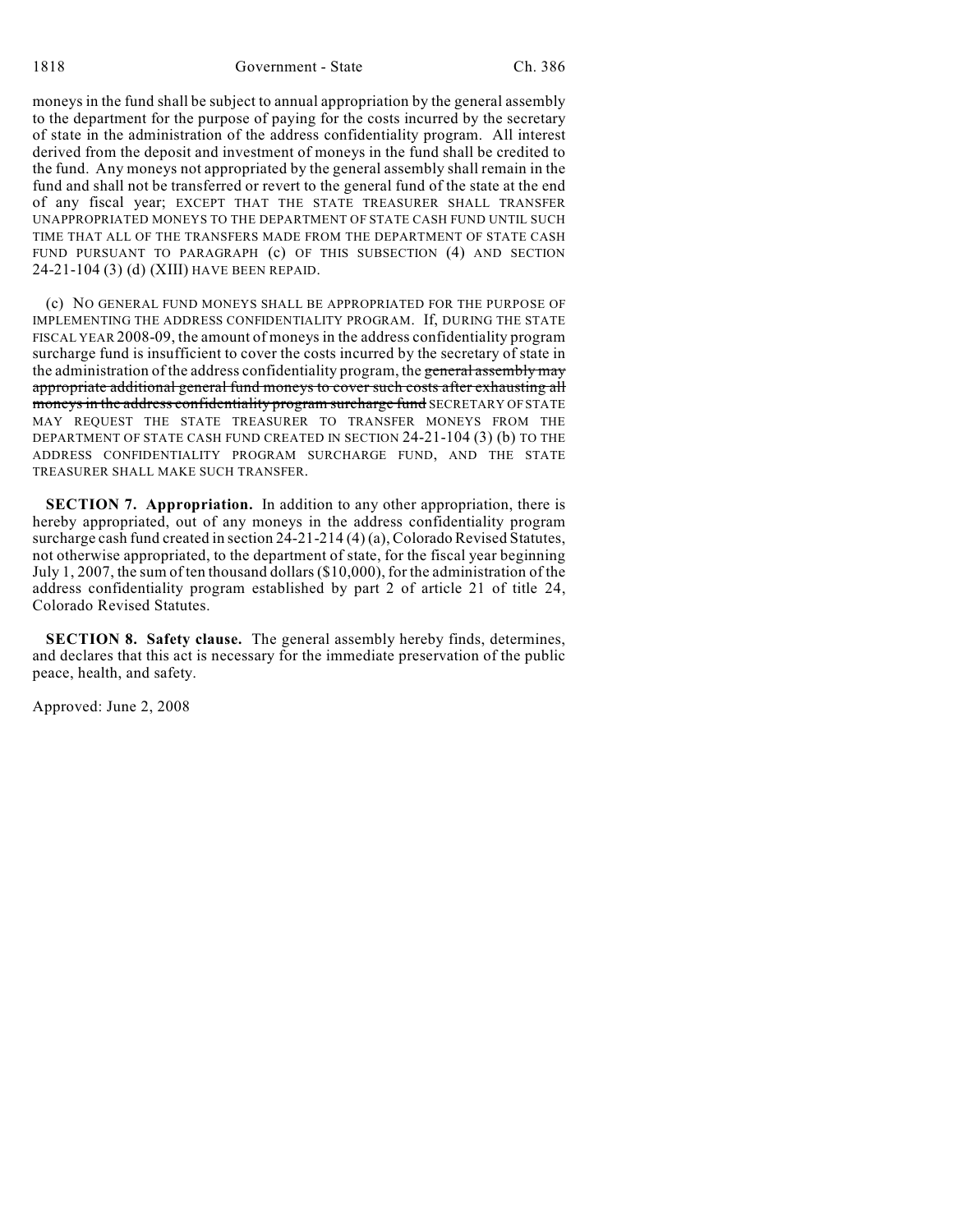moneys in the fund shall be subject to annual appropriation by the general assembly to the department for the purpose of paying for the costs incurred by the secretary of state in the administration of the address confidentiality program. All interest derived from the deposit and investment of moneys in the fund shall be credited to the fund. Any moneys not appropriated by the general assembly shall remain in the fund and shall not be transferred or revert to the general fund of the state at the end of any fiscal year; EXCEPT THAT THE STATE TREASURER SHALL TRANSFER UNAPPROPRIATED MONEYS TO THE DEPARTMENT OF STATE CASH FUND UNTIL SUCH TIME THAT ALL OF THE TRANSFERS MADE FROM THE DEPARTMENT OF STATE CASH FUND PURSUANT TO PARAGRAPH (c) OF THIS SUBSECTION (4) AND SECTION 24-21-104 (3) (d) (XIII) HAVE BEEN REPAID.

(c) NO GENERAL FUND MONEYS SHALL BE APPROPRIATED FOR THE PURPOSE OF IMPLEMENTING THE ADDRESS CONFIDENTIALITY PROGRAM. If, DURING THE STATE FISCAL YEAR 2008-09, the amount of moneys in the address confidentiality program surcharge fund is insufficient to cover the costs incurred by the secretary of state in the administration of the address confidentiality program, the ~~general assembly may appropriate additional general fund moneys to cover such costs after exhausting all moneys in the address confidentiality program surcharge fund~~ SECRETARY OF STATE MAY REQUEST THE STATE TREASURER TO TRANSFER MONEYS FROM THE DEPARTMENT OF STATE CASH FUND CREATED IN SECTION 24-21-104 (3) (b) TO THE ADDRESS CONFIDENTIALITY PROGRAM SURCHARGE FUND, AND THE STATE TREASURER SHALL MAKE SUCH TRANSFER.

**SECTION 7. Appropriation.** In addition to any other appropriation, there is hereby appropriated, out of any moneys in the address confidentiality program surcharge cash fund created in section 24-21-214 (4) (a), Colorado Revised Statutes, not otherwise appropriated, to the department of state, for the fiscal year beginning July 1, 2007, the sum of ten thousand dollars ($10,000), for the administration of the address confidentiality program established by part 2 of article 21 of title 24, Colorado Revised Statutes.

**SECTION 8. Safety clause.** The general assembly hereby finds, determines, and declares that this act is necessary for the immediate preservation of the public peace, health, and safety.

Approved: June 2, 2008